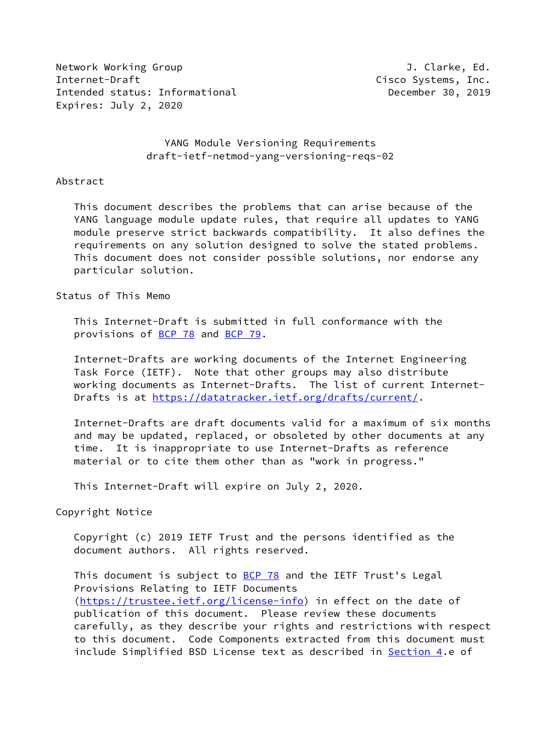Network Working Group J. Clarke, Ed.
Internet-Draft Cisco Systems, Inc.
Intended status: Informational December 30, 2019
Expires: July 2, 2020

# YANG Module Versioning Requirements
## draft-ietf-netmod-yang-versioning-reqs-02

## Abstract

This document describes the problems that can arise because of the YANG language module update rules, that require all updates to YANG module preserve strict backwards compatibility. It also defines the requirements on any solution designed to solve the stated problems. This document does not consider possible solutions, nor endorse any particular solution.

## Status of This Memo

This Internet-Draft is submitted in full conformance with the provisions of BCP 78 and BCP 79.

Internet-Drafts are working documents of the Internet Engineering Task Force (IETF). Note that other groups may also distribute working documents as Internet-Drafts. The list of current Internet-Drafts is at https://datatracker.ietf.org/drafts/current/.

Internet-Drafts are draft documents valid for a maximum of six months and may be updated, replaced, or obsoleted by other documents at any time. It is inappropriate to use Internet-Drafts as reference material or to cite them other than as "work in progress."

This Internet-Draft will expire on July 2, 2020.

## Copyright Notice

Copyright (c) 2019 IETF Trust and the persons identified as the document authors. All rights reserved.

This document is subject to BCP 78 and the IETF Trust's Legal Provisions Relating to IETF Documents (https://trustee.ietf.org/license-info) in effect on the date of publication of this document. Please review these documents carefully, as they describe your rights and restrictions with respect to this document. Code Components extracted from this document must include Simplified BSD License text as described in Section 4.e of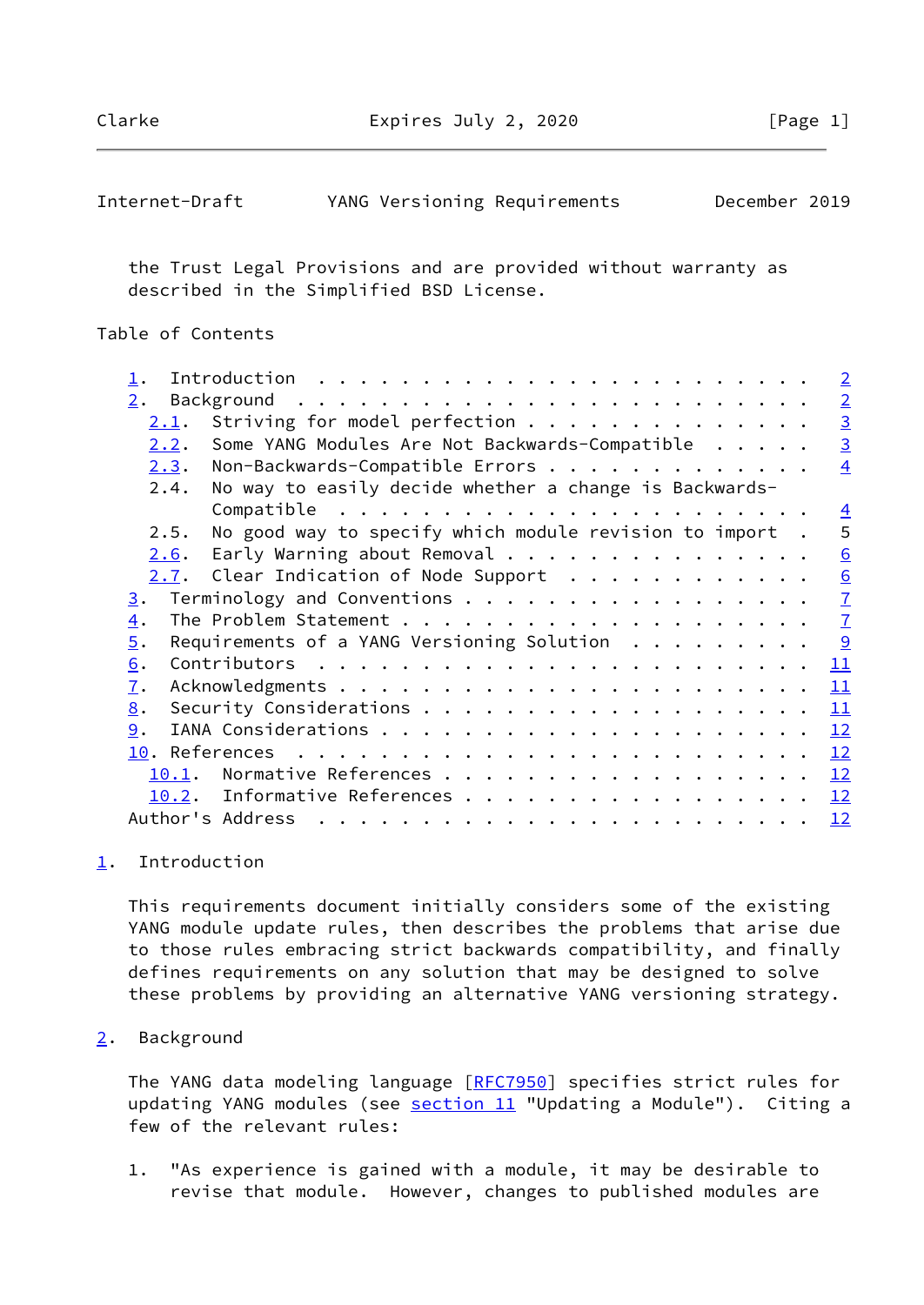the Trust Legal Provisions and are provided without warranty as described in the Simplified BSD License.

Table of Contents

1. Introduction . . . . . . . . . . . . . . . . . . . . . . . . 2
2. Background . . . . . . . . . . . . . . . . . . . . . . . . . 2
   2.1. Striving for model perfection . . . . . . . . . . . . . 3
   2.2. Some YANG Modules Are Not Backwards-Compatible . . . . . 3
   2.3. Non-Backwards-Compatible Errors . . . . . . . . . . . . 4
   2.4. No way to easily decide whether a change is Backwards-Compatible . . . . . . . . . . . . . . . . . . . . . . . 4
   2.5. No good way to specify which module revision to import . 5
   2.6. Early Warning about Removal . . . . . . . . . . . . . . 6
   2.7. Clear Indication of Node Support . . . . . . . . . . . 6
3. Terminology and Conventions . . . . . . . . . . . . . . . . . 7
4. The Problem Statement . . . . . . . . . . . . . . . . . . . . 7
5. Requirements of a YANG Versioning Solution . . . . . . . . . 9
6. Contributors . . . . . . . . . . . . . . . . . . . . . . . . 11
7. Acknowledgments . . . . . . . . . . . . . . . . . . . . . . . 11
8. Security Considerations . . . . . . . . . . . . . . . . . . . 11
9. IANA Considerations . . . . . . . . . . . . . . . . . . . . . 12
10. References . . . . . . . . . . . . . . . . . . . . . . . . 12
   10.1. Normative References . . . . . . . . . . . . . . . . . 12
   10.2. Informative References . . . . . . . . . . . . . . . . 12
Author's Address . . . . . . . . . . . . . . . . . . . . . . . . 12

## 1. Introduction

This requirements document initially considers some of the existing YANG module update rules, then describes the problems that arise due to those rules embracing strict backwards compatibility, and finally defines requirements on any solution that may be designed to solve these problems by providing an alternative YANG versioning strategy.

## 2. Background

The YANG data modeling language [RFC7950] specifies strict rules for updating YANG modules (see section 11 "Updating a Module"). Citing a few of the relevant rules:

1. "As experience is gained with a module, it may be desirable to revise that module. However, changes to published modules are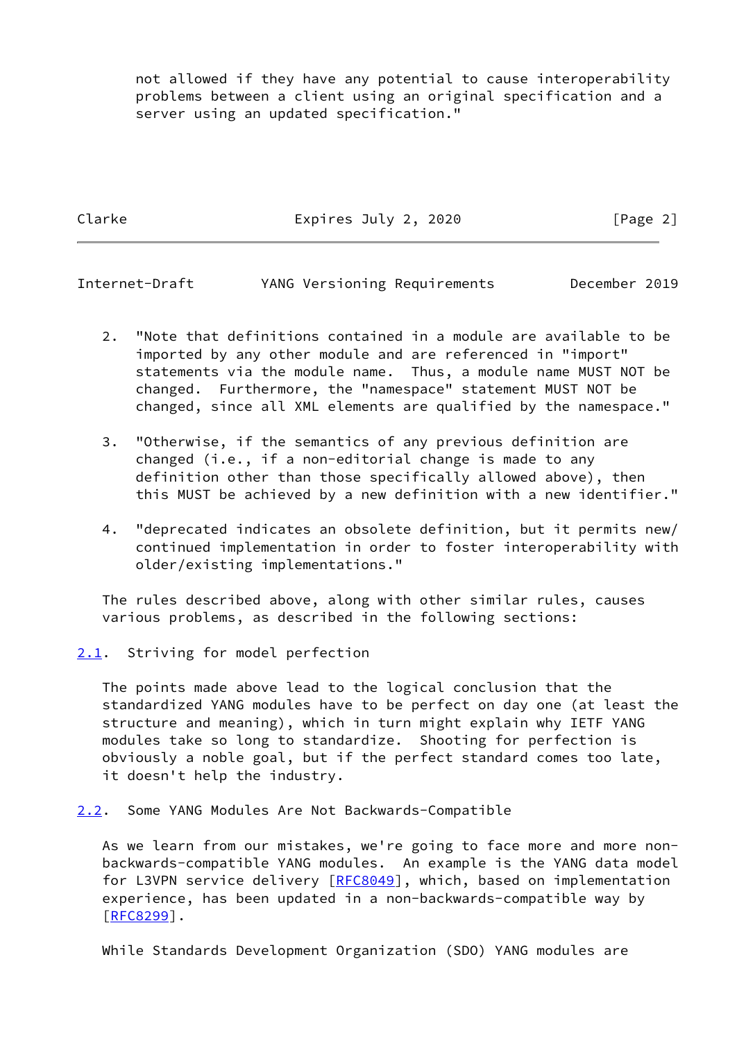not allowed if they have any potential to cause interoperability problems between a client using an original specification and a server using an updated specification."

2. "Note that definitions contained in a module are available to be imported by any other module and are referenced in "import" statements via the module name. Thus, a module name MUST NOT be changed. Furthermore, the "namespace" statement MUST NOT be changed, since all XML elements are qualified by the namespace."

3. "Otherwise, if the semantics of any previous definition are changed (i.e., if a non-editorial change is made to any definition other than those specifically allowed above), then this MUST be achieved by a new definition with a new identifier."

4. "deprecated indicates an obsolete definition, but it permits new/continued implementation in order to foster interoperability with older/existing implementations."

The rules described above, along with other similar rules, causes various problems, as described in the following sections:

## 2.1. Striving for model perfection

The points made above lead to the logical conclusion that the standardized YANG modules have to be perfect on day one (at least the structure and meaning), which in turn might explain why IETF YANG modules take so long to standardize. Shooting for perfection is obviously a noble goal, but if the perfect standard comes too late, it doesn't help the industry.

## 2.2. Some YANG Modules Are Not Backwards-Compatible

As we learn from our mistakes, we're going to face more and more non-backwards-compatible YANG modules. An example is the YANG data model for L3VPN service delivery [RFC8049], which, based on implementation experience, has been updated in a non-backwards-compatible way by [RFC8299].

While Standards Development Organization (SDO) YANG modules are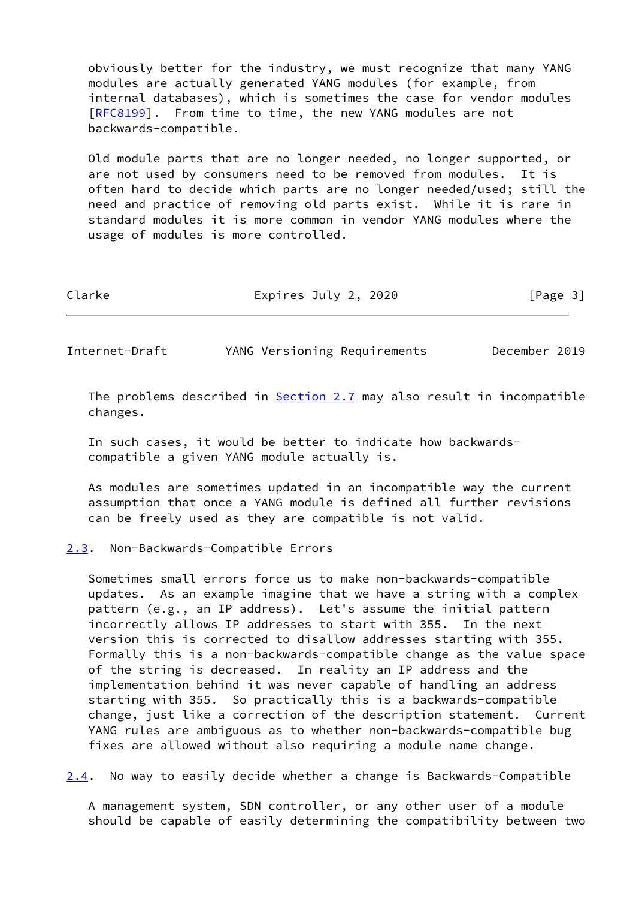obviously better for the industry, we must recognize that many YANG modules are actually generated YANG modules (for example, from internal databases), which is sometimes the case for vendor modules [RFC8199]. From time to time, the new YANG modules are not backwards-compatible.

Old module parts that are no longer needed, no longer supported, or are not used by consumers need to be removed from modules. It is often hard to decide which parts are no longer needed/used; still the need and practice of removing old parts exist. While it is rare in standard modules it is more common in vendor YANG modules where the usage of modules is more controlled.

The problems described in Section 2.7 may also result in incompatible changes.

In such cases, it would be better to indicate how backwards-compatible a given YANG module actually is.

As modules are sometimes updated in an incompatible way the current assumption that once a YANG module is defined all further revisions can be freely used as they are compatible is not valid.

## 2.3. Non-Backwards-Compatible Errors

Sometimes small errors force us to make non-backwards-compatible updates. As an example imagine that we have a string with a complex pattern (e.g., an IP address). Let's assume the initial pattern incorrectly allows IP addresses to start with 355. In the next version this is corrected to disallow addresses starting with 355. Formally this is a non-backwards-compatible change as the value space of the string is decreased. In reality an IP address and the implementation behind it was never capable of handling an address starting with 355. So practically this is a backwards-compatible change, just like a correction of the description statement. Current YANG rules are ambiguous as to whether non-backwards-compatible bug fixes are allowed without also requiring a module name change.

## 2.4. No way to easily decide whether a change is Backwards-Compatible

A management system, SDN controller, or any other user of a module should be capable of easily determining the compatibility between two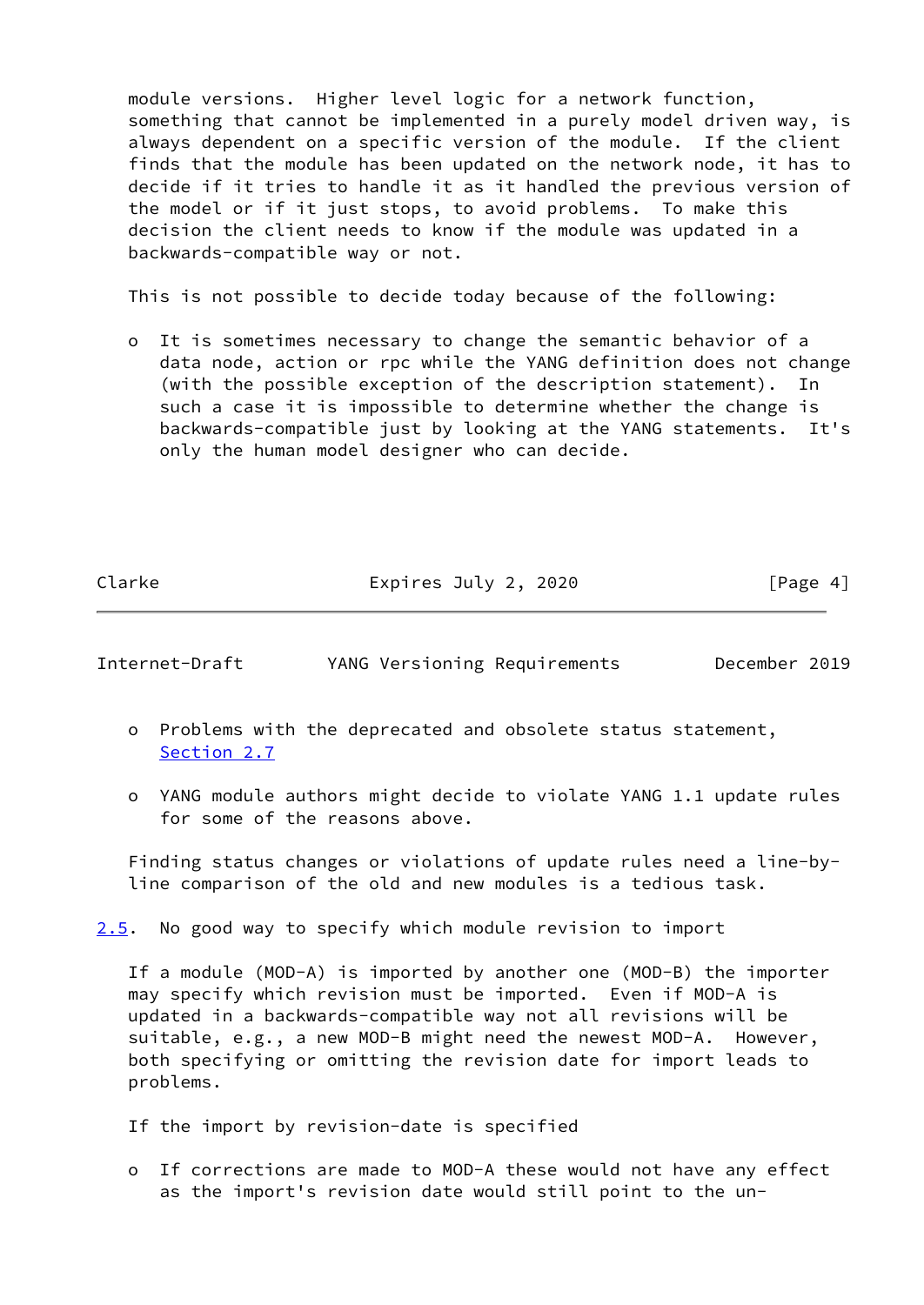module versions. Higher level logic for a network function, something that cannot be implemented in a purely model driven way, is always dependent on a specific version of the module. If the client finds that the module has been updated on the network node, it has to decide if it tries to handle it as it handled the previous version of the model or if it just stops, to avoid problems. To make this decision the client needs to know if the module was updated in a backwards-compatible way or not.

This is not possible to decide today because of the following:

- It is sometimes necessary to change the semantic behavior of a data node, action or rpc while the YANG definition does not change (with the possible exception of the description statement). In such a case it is impossible to determine whether the change is backwards-compatible just by looking at the YANG statements. It's only the human model designer who can decide.

- Problems with the deprecated and obsolete status statement, Section 2.7

- YANG module authors might decide to violate YANG 1.1 update rules for some of the reasons above.

Finding status changes or violations of update rules need a line-by-line comparison of the old and new modules is a tedious task.

## 2.5. No good way to specify which module revision to import

If a module (MOD-A) is imported by another one (MOD-B) the importer may specify which revision must be imported. Even if MOD-A is updated in a backwards-compatible way not all revisions will be suitable, e.g., a new MOD-B might need the newest MOD-A. However, both specifying or omitting the revision date for import leads to problems.

If the import by revision-date is specified

- If corrections are made to MOD-A these would not have any effect as the import's revision date would still point to the un-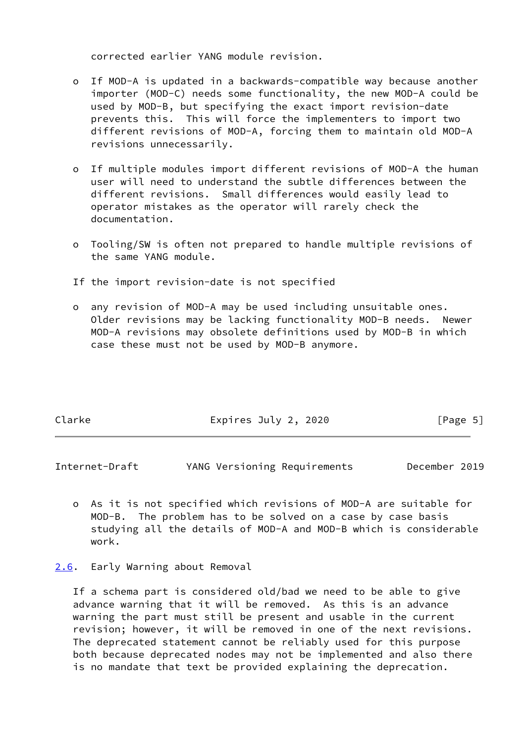corrected earlier YANG module revision.

- If MOD-A is updated in a backwards-compatible way because another importer (MOD-C) needs some functionality, the new MOD-A could be used by MOD-B, but specifying the exact import revision-date prevents this. This will force the implementers to import two different revisions of MOD-A, forcing them to maintain old MOD-A revisions unnecessarily.

- If multiple modules import different revisions of MOD-A the human user will need to understand the subtle differences between the different revisions. Small differences would easily lead to operator mistakes as the operator will rarely check the documentation.

- Tooling/SW is often not prepared to handle multiple revisions of the same YANG module.

If the import revision-date is not specified

- any revision of MOD-A may be used including unsuitable ones. Older revisions may be lacking functionality MOD-B needs. Newer MOD-A revisions may obsolete definitions used by MOD-B in which case these must not be used by MOD-B anymore.

- As it is not specified which revisions of MOD-A are suitable for MOD-B. The problem has to be solved on a case by case basis studying all the details of MOD-A and MOD-B which is considerable work.

### 2.6. Early Warning about Removal

If a schema part is considered old/bad we need to be able to give advance warning that it will be removed. As this is an advance warning the part must still be present and usable in the current revision; however, it will be removed in one of the next revisions. The deprecated statement cannot be reliably used for this purpose both because deprecated nodes may not be implemented and also there is no mandate that text be provided explaining the deprecation.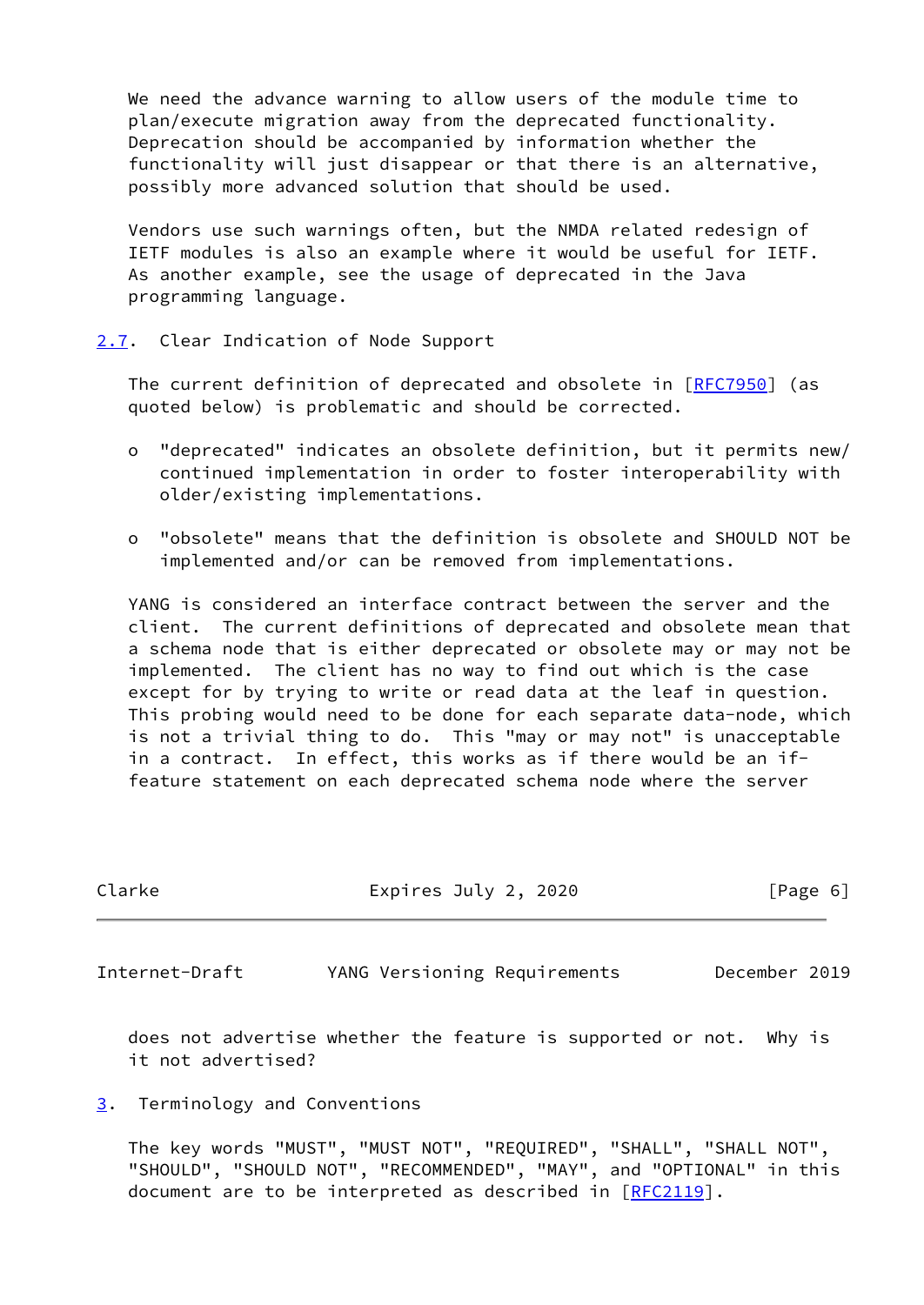We need the advance warning to allow users of the module time to plan/execute migration away from the deprecated functionality. Deprecation should be accompanied by information whether the functionality will just disappear or that there is an alternative, possibly more advanced solution that should be used.

Vendors use such warnings often, but the NMDA related redesign of IETF modules is also an example where it would be useful for IETF. As another example, see the usage of deprecated in the Java programming language.

## 2.7. Clear Indication of Node Support

The current definition of deprecated and obsolete in [RFC7950] (as quoted below) is problematic and should be corrected.

- "deprecated" indicates an obsolete definition, but it permits new/ continued implementation in order to foster interoperability with older/existing implementations.
- "obsolete" means that the definition is obsolete and SHOULD NOT be implemented and/or can be removed from implementations.

YANG is considered an interface contract between the server and the client. The current definitions of deprecated and obsolete mean that a schema node that is either deprecated or obsolete may or may not be implemented. The client has no way to find out which is the case except for by trying to write or read data at the leaf in question. This probing would need to be done for each separate data-node, which is not a trivial thing to do. This "may or may not" is unacceptable in a contract. In effect, this works as if there would be an if-feature statement on each deprecated schema node where the server does not advertise whether the feature is supported or not. Why is it not advertised?

# 3. Terminology and Conventions

The key words "MUST", "MUST NOT", "REQUIRED", "SHALL", "SHALL NOT", "SHOULD", "SHOULD NOT", "RECOMMENDED", "MAY", and "OPTIONAL" in this document are to be interpreted as described in [RFC2119].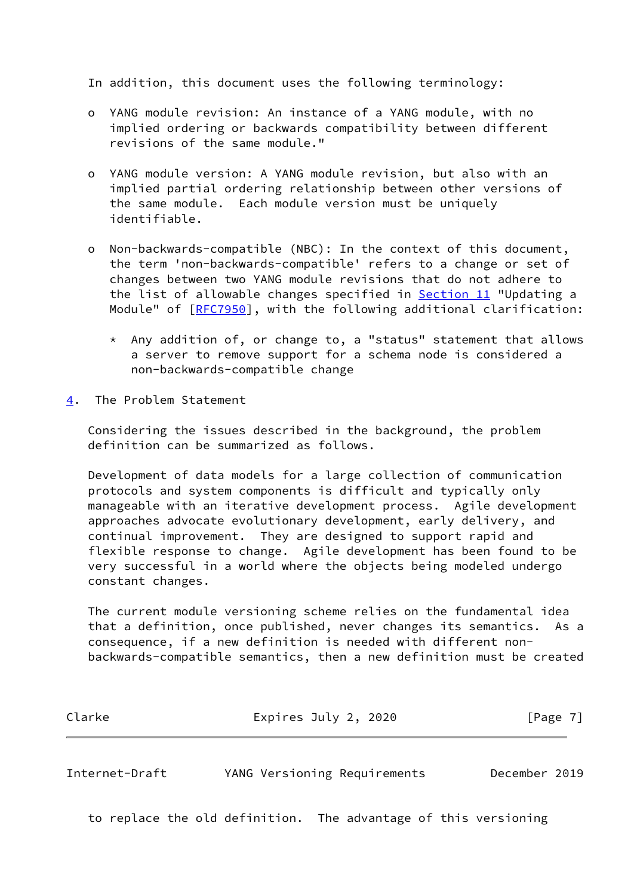In addition, this document uses the following terminology:

- YANG module revision: An instance of a YANG module, with no implied ordering or backwards compatibility between different revisions of the same module."

- YANG module version: A YANG module revision, but also with an implied partial ordering relationship between other versions of the same module. Each module version must be uniquely identifiable.

- Non-backwards-compatible (NBC): In the context of this document, the term 'non-backwards-compatible' refers to a change or set of changes between two YANG module revisions that do not adhere to the list of allowable changes specified in Section 11 "Updating a Module" of [RFC7950], with the following additional clarification:

  * Any addition of, or change to, a "status" statement that allows a server to remove support for a schema node is considered a non-backwards-compatible change

## 4. The Problem Statement

Considering the issues described in the background, the problem definition can be summarized as follows.

Development of data models for a large collection of communication protocols and system components is difficult and typically only manageable with an iterative development process. Agile development approaches advocate evolutionary development, early delivery, and continual improvement. They are designed to support rapid and flexible response to change. Agile development has been found to be very successful in a world where the objects being modeled undergo constant changes.

The current module versioning scheme relies on the fundamental idea that a definition, once published, never changes its semantics. As a consequence, if a new definition is needed with different non-backwards-compatible semantics, then a new definition must be created to replace the old definition. The advantage of this versioning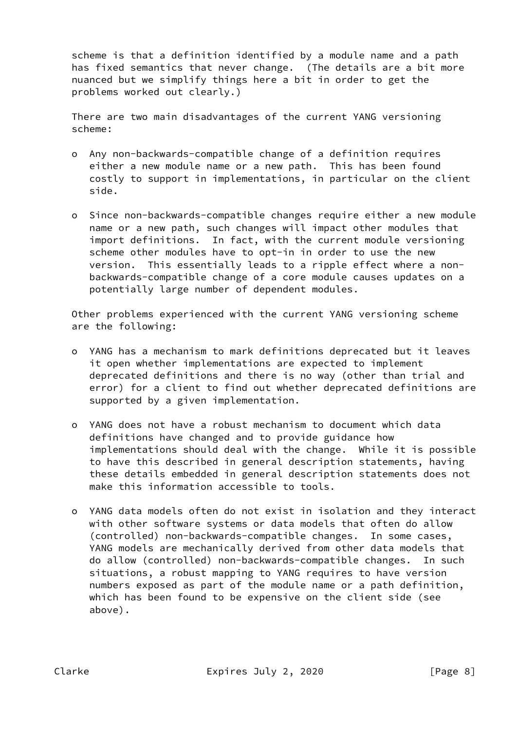scheme is that a definition identified by a module name and a path has fixed semantics that never change. (The details are a bit more nuanced but we simplify things here a bit in order to get the problems worked out clearly.)

There are two main disadvantages of the current YANG versioning scheme:

- Any non-backwards-compatible change of a definition requires either a new module name or a new path. This has been found costly to support in implementations, in particular on the client side.

- Since non-backwards-compatible changes require either a new module name or a new path, such changes will impact other modules that import definitions. In fact, with the current module versioning scheme other modules have to opt-in in order to use the new version. This essentially leads to a ripple effect where a non-backwards-compatible change of a core module causes updates on a potentially large number of dependent modules.

Other problems experienced with the current YANG versioning scheme are the following:

- YANG has a mechanism to mark definitions deprecated but it leaves it open whether implementations are expected to implement deprecated definitions and there is no way (other than trial and error) for a client to find out whether deprecated definitions are supported by a given implementation.

- YANG does not have a robust mechanism to document which data definitions have changed and to provide guidance how implementations should deal with the change. While it is possible to have this described in general description statements, having these details embedded in general description statements does not make this information accessible to tools.

- YANG data models often do not exist in isolation and they interact with other software systems or data models that often do allow (controlled) non-backwards-compatible changes. In some cases, YANG models are mechanically derived from other data models that do allow (controlled) non-backwards-compatible changes. In such situations, a robust mapping to YANG requires to have version numbers exposed as part of the module name or a path definition, which has been found to be expensive on the client side (see above).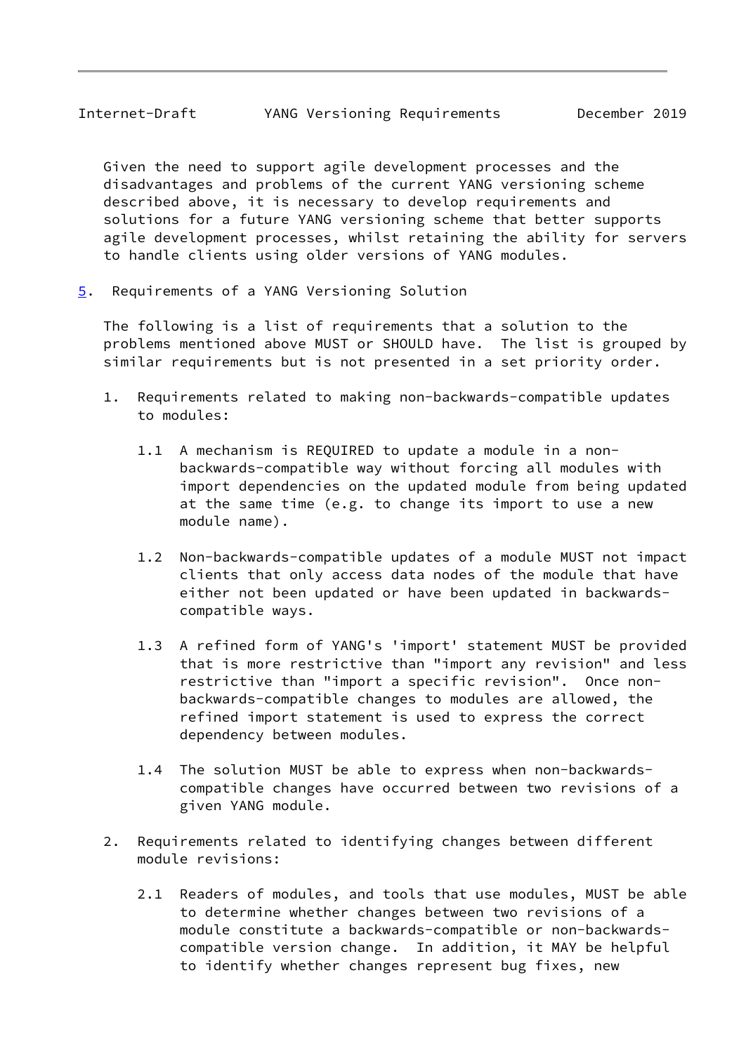Given the need to support agile development processes and the disadvantages and problems of the current YANG versioning scheme described above, it is necessary to develop requirements and solutions for a future YANG versioning scheme that better supports agile development processes, whilst retaining the ability for servers to handle clients using older versions of YANG modules.

## 5. Requirements of a YANG Versioning Solution

The following is a list of requirements that a solution to the problems mentioned above MUST or SHOULD have. The list is grouped by similar requirements but is not presented in a set priority order.

1. Requirements related to making non-backwards-compatible updates to modules:

   1.1 A mechanism is REQUIRED to update a module in a non-backwards-compatible way without forcing all modules with import dependencies on the updated module from being updated at the same time (e.g. to change its import to use a new module name).

   1.2 Non-backwards-compatible updates of a module MUST not impact clients that only access data nodes of the module that have either not been updated or have been updated in backwards-compatible ways.

   1.3 A refined form of YANG's 'import' statement MUST be provided that is more restrictive than "import any revision" and less restrictive than "import a specific revision". Once non-backwards-compatible changes to modules are allowed, the refined import statement is used to express the correct dependency between modules.

   1.4 The solution MUST be able to express when non-backwards-compatible changes have occurred between two revisions of a given YANG module.

2. Requirements related to identifying changes between different module revisions:

   2.1 Readers of modules, and tools that use modules, MUST be able to determine whether changes between two revisions of a module constitute a backwards-compatible or non-backwards-compatible version change. In addition, it MAY be helpful to identify whether changes represent bug fixes, new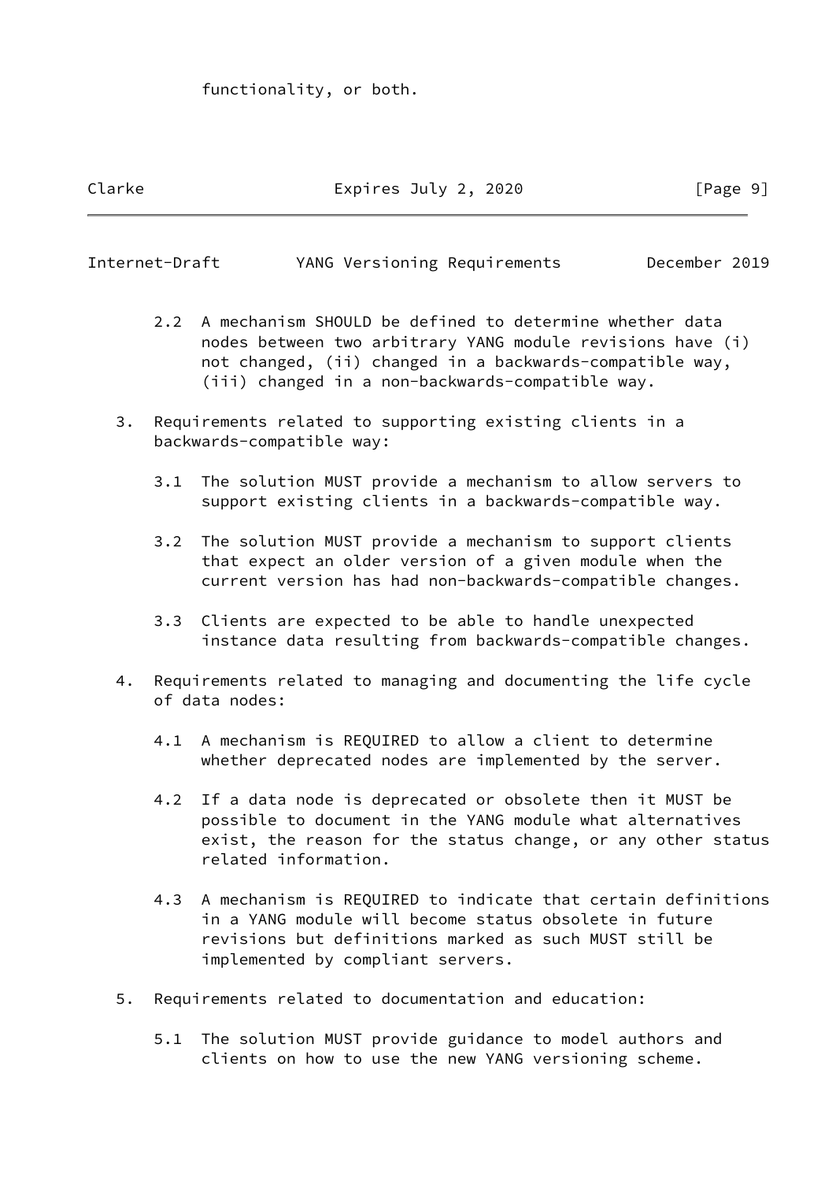functionality, or both.

2.2 A mechanism SHOULD be defined to determine whether data nodes between two arbitrary YANG module revisions have (i) not changed, (ii) changed in a backwards-compatible way, (iii) changed in a non-backwards-compatible way.

3. Requirements related to supporting existing clients in a backwards-compatible way:

   3.1 The solution MUST provide a mechanism to allow servers to support existing clients in a backwards-compatible way.

   3.2 The solution MUST provide a mechanism to support clients that expect an older version of a given module when the current version has had non-backwards-compatible changes.

   3.3 Clients are expected to be able to handle unexpected instance data resulting from backwards-compatible changes.

4. Requirements related to managing and documenting the life cycle of data nodes:

   4.1 A mechanism is REQUIRED to allow a client to determine whether deprecated nodes are implemented by the server.

   4.2 If a data node is deprecated or obsolete then it MUST be possible to document in the YANG module what alternatives exist, the reason for the status change, or any other status related information.

   4.3 A mechanism is REQUIRED to indicate that certain definitions in a YANG module will become status obsolete in future revisions but definitions marked as such MUST still be implemented by compliant servers.

5. Requirements related to documentation and education:

   5.1 The solution MUST provide guidance to model authors and clients on how to use the new YANG versioning scheme.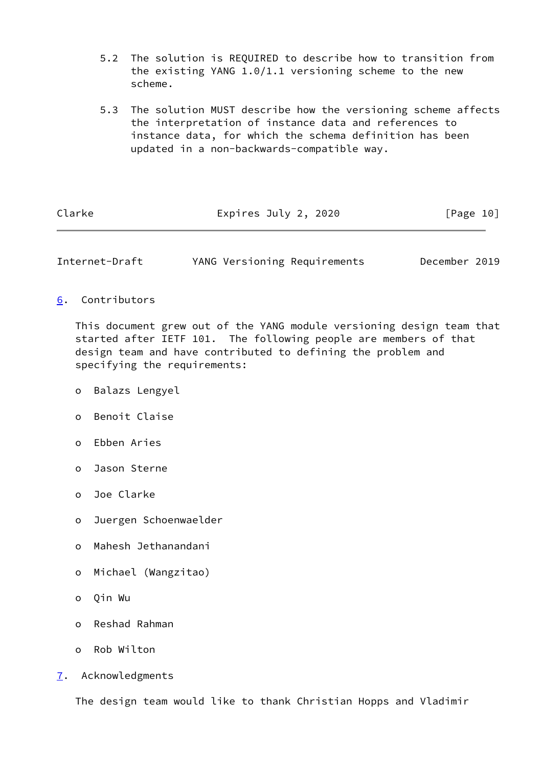5.2 The solution is REQUIRED to describe how to transition from the existing YANG 1.0/1.1 versioning scheme to the new scheme.

5.3 The solution MUST describe how the versioning scheme affects the interpretation of instance data and references to instance data, for which the schema definition has been updated in a non-backwards-compatible way.

## 6. Contributors

This document grew out of the YANG module versioning design team that started after IETF 101. The following people are members of that design team and have contributed to defining the problem and specifying the requirements:

- Balazs Lengyel
- Benoit Claise
- Ebben Aries
- Jason Sterne
- Joe Clarke
- Juergen Schoenwaelder
- Mahesh Jethanandani
- Michael (Wangzitao)
- Qin Wu
- Reshad Rahman
- Rob Wilton

## 7. Acknowledgments

The design team would like to thank Christian Hopps and Vladimir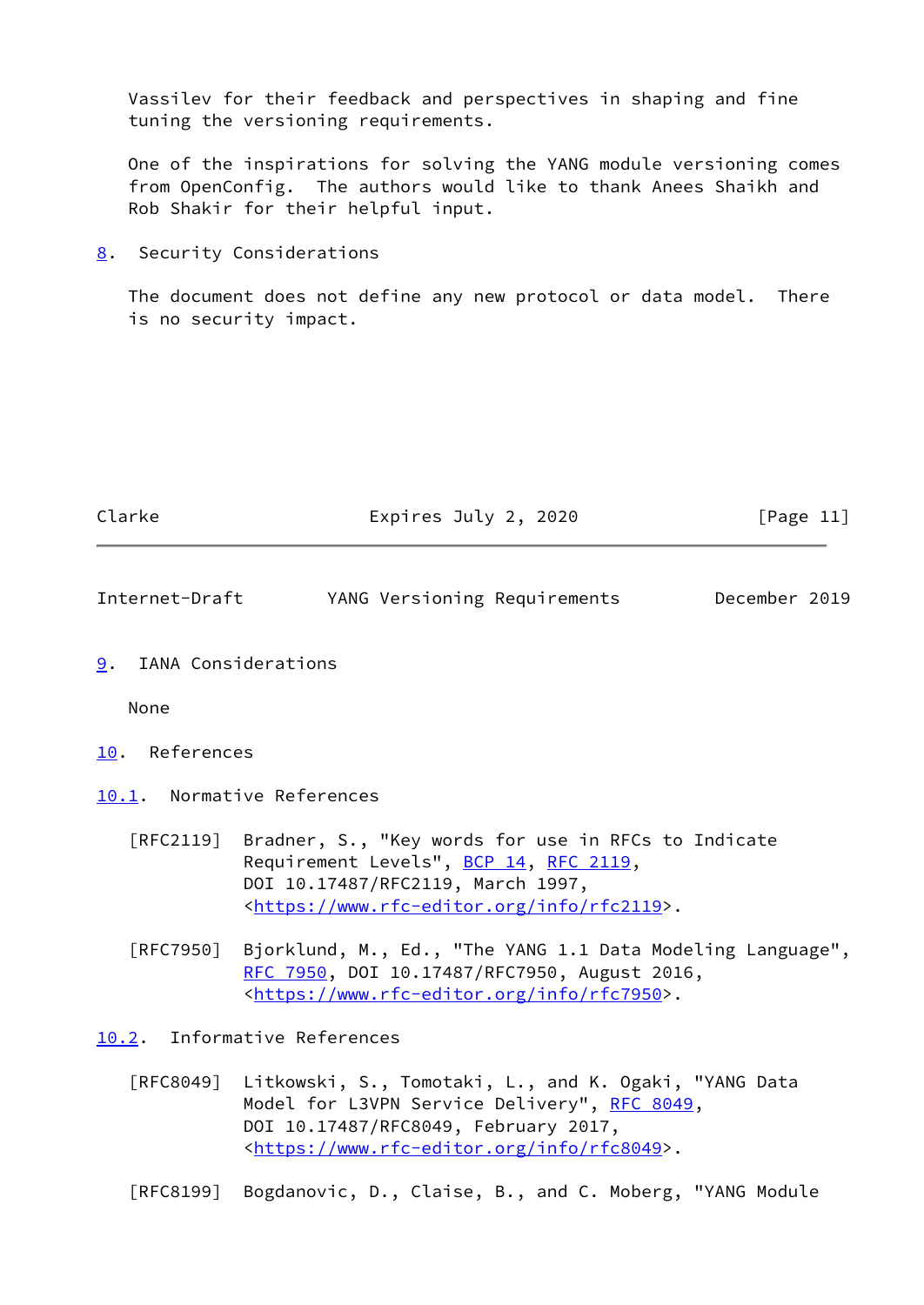Vassilev for their feedback and perspectives in shaping and fine tuning the versioning requirements.

One of the inspirations for solving the YANG module versioning comes from OpenConfig. The authors would like to thank Anees Shaikh and Rob Shakir for their helpful input.

## 8. Security Considerations

The document does not define any new protocol or data model. There is no security impact.

## 9. IANA Considerations

None

## 10. References

### 10.1. Normative References

[RFC2119] Bradner, S., "Key words for use in RFCs to Indicate Requirement Levels", BCP 14, RFC 2119, DOI 10.17487/RFC2119, March 1997, <https://www.rfc-editor.org/info/rfc2119>.

[RFC7950] Bjorklund, M., Ed., "The YANG 1.1 Data Modeling Language", RFC 7950, DOI 10.17487/RFC7950, August 2016, <https://www.rfc-editor.org/info/rfc7950>.

### 10.2. Informative References

[RFC8049] Litkowski, S., Tomotaki, L., and K. Ogaki, "YANG Data Model for L3VPN Service Delivery", RFC 8049, DOI 10.17487/RFC8049, February 2017, <https://www.rfc-editor.org/info/rfc8049>.

[RFC8199] Bogdanovic, D., Claise, B., and C. Moberg, "YANG Module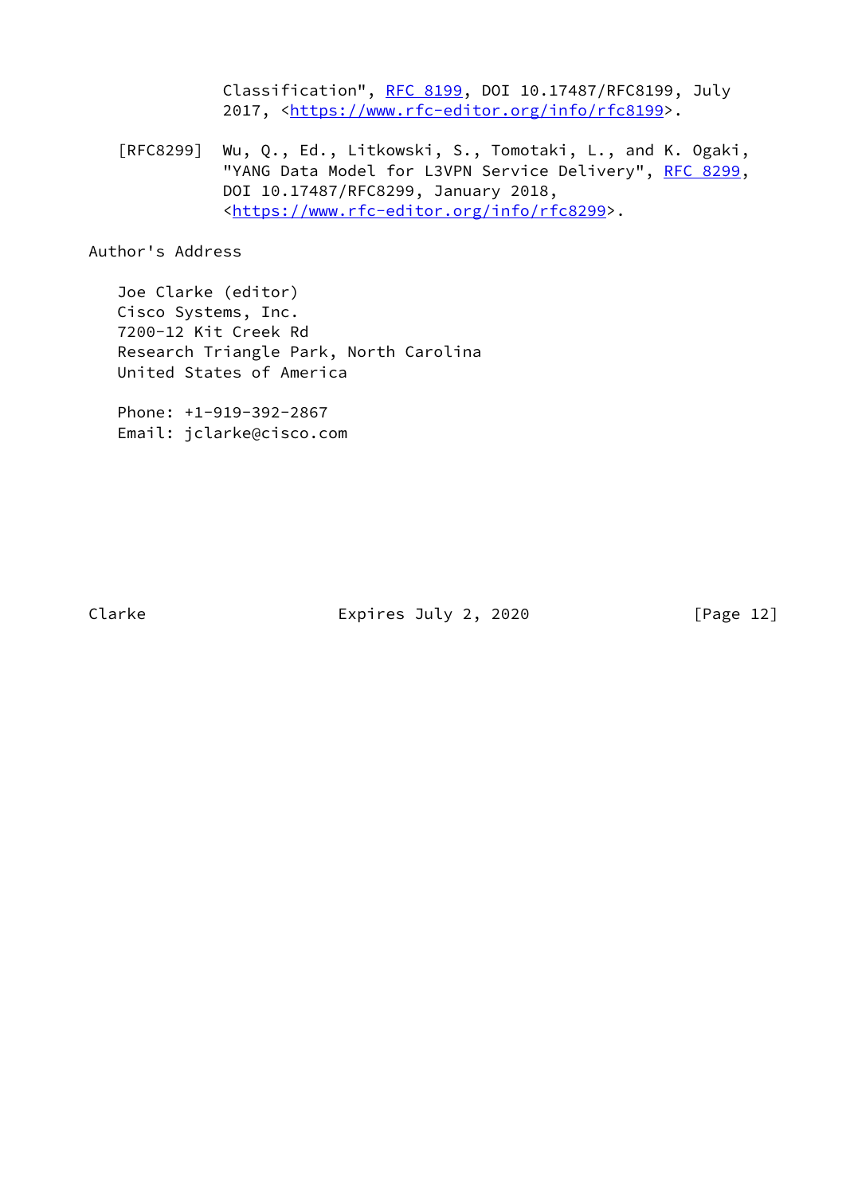Classification", RFC 8199, DOI 10.17487/RFC8199, July 2017, <https://www.rfc-editor.org/info/rfc8199>.

[RFC8299] Wu, Q., Ed., Litkowski, S., Tomotaki, L., and K. Ogaki, "YANG Data Model for L3VPN Service Delivery", RFC 8299, DOI 10.17487/RFC8299, January 2018, <https://www.rfc-editor.org/info/rfc8299>.

## Author's Address

Joe Clarke (editor)
Cisco Systems, Inc.
7200-12 Kit Creek Rd
Research Triangle Park, North Carolina
United States of America

Phone: +1-919-392-2867
Email: jclarke@cisco.com